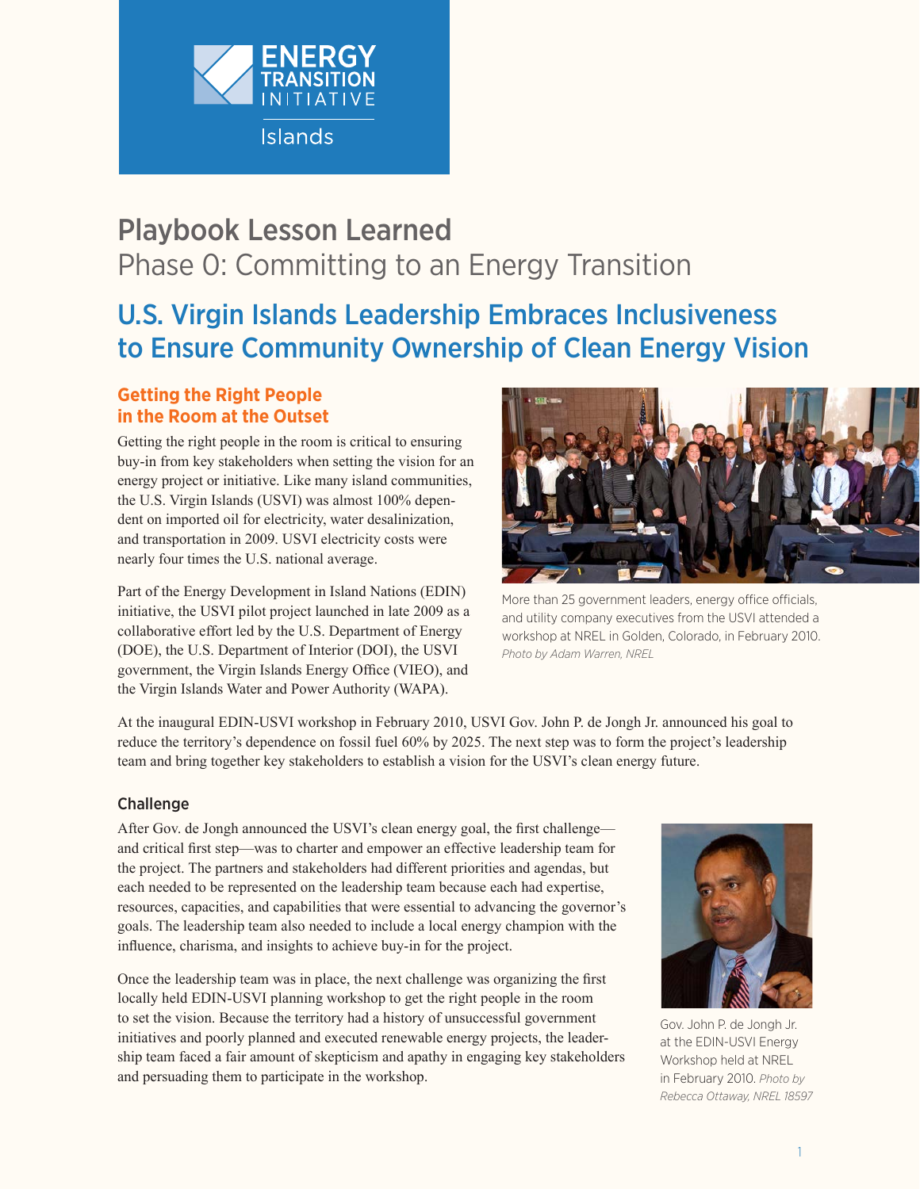ENERGY TRANSITION INITIATIVE

Islands

# Playbook Lesson Learned

## Phase 0: Committing to an Energy Transition

# U.S. Virgin Islands Leadership Embraces Inclusiveness to Ensure Community Ownership of Clean Energy Vision

## Getting the Right People in the Room at the Outset

Getting the right people in the room is critical to ensuring buy-in from key stakeholders when setting the vision for an energy project or initiative. Like many island communities, the U.S. Virgin Islands (USVI) was almost 100% dependent on imported oil for electricity, water desalinization, and transportation in 2009. USVI electricity costs were nearly four times the U.S. national average.

Part of the Energy Development in Island Nations (EDIN) initiative, the USVI pilot project launched in late 2009 as a collaborative effort led by the U.S. Department of Energy (DOE), the U.S. Department of Interior (DOI), the USVI government, the Virgin Islands Energy Office (VIEO), and the Virgin Islands Water and Power Authority (WAPA).

More than 25 government leaders, energy office officials, and utility company executives from the USVI attended a workshop at NREL in Golden, Colorado, in February 2010. *Photo by Adam Warren, NREL*

At the inaugural EDIN-USVI workshop in February 2010, USVI Gov. John P. de Jongh Jr. announced his goal to reduce the territory's dependence on fossil fuel 60% by 2025. The next step was to form the project's leadership team and bring together key stakeholders to establish a vision for the USVI's clean energy future.

### Challenge

After Gov. de Jongh announced the USVI's clean energy goal, the first challenge—and critical first step—was to charter and empower an effective leadership team for the project. The partners and stakeholders had different priorities and agendas, but each needed to be represented on the leadership team because each had expertise, resources, capacities, and capabilities that were essential to advancing the governor's goals. The leadership team also needed to include a local energy champion with the influence, charisma, and insights to achieve buy-in for the project.

Once the leadership team was in place, the next challenge was organizing the first locally held EDIN-USVI planning workshop to get the right people in the room to set the vision. Because the territory had a history of unsuccessful government initiatives and poorly planned and executed renewable energy projects, the leadership team faced a fair amount of skepticism and apathy in engaging key stakeholders and persuading them to participate in the workshop.

Gov. John P. de Jongh Jr. at the EDIN-USVI Energy Workshop held at NREL in February 2010. *Photo by Rebecca Ottaway, NREL 18597*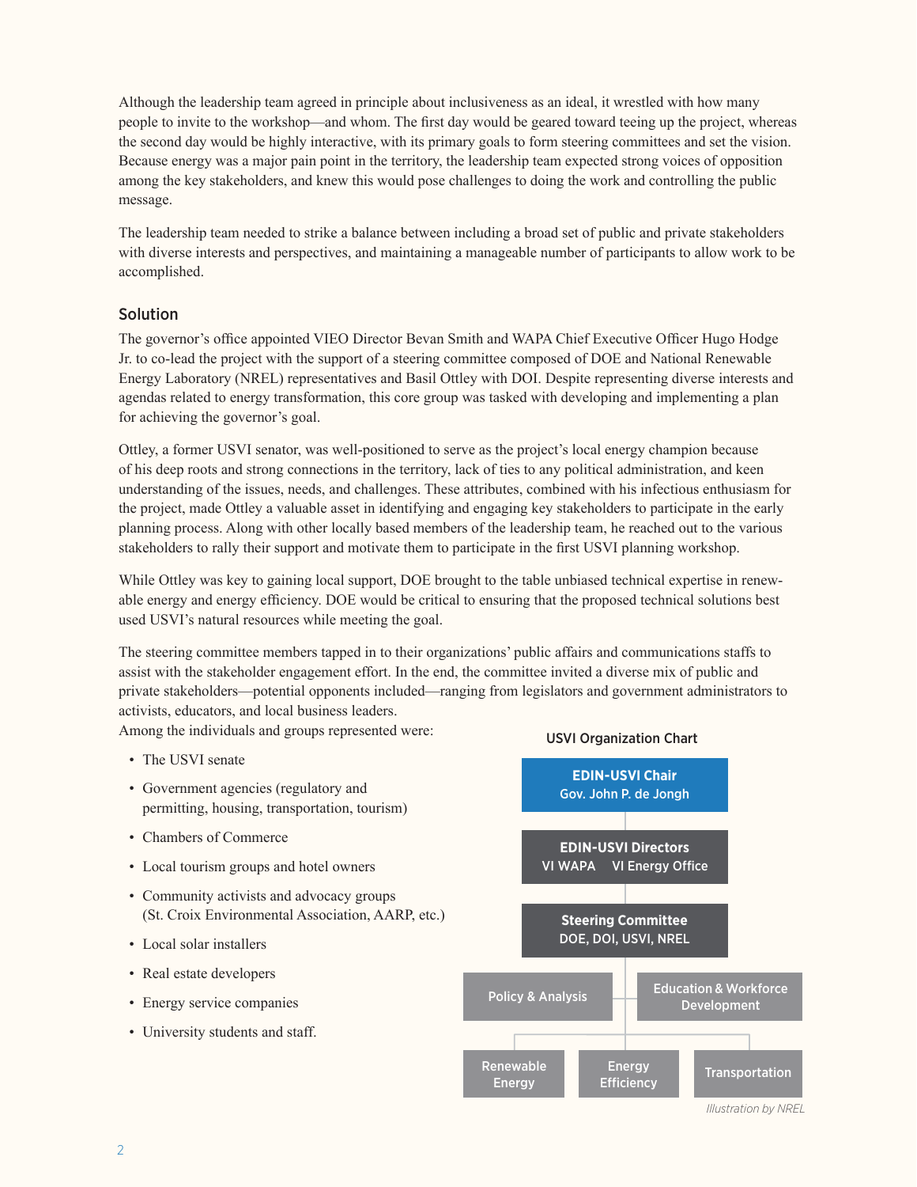Although the leadership team agreed in principle about inclusiveness as an ideal, it wrestled with how many people to invite to the workshop—and whom. The first day would be geared toward teeing up the project, whereas the second day would be highly interactive, with its primary goals to form steering committees and set the vision. Because energy was a major pain point in the territory, the leadership team expected strong voices of opposition among the key stakeholders, and knew this would pose challenges to doing the work and controlling the public message.

The leadership team needed to strike a balance between including a broad set of public and private stakeholders with diverse interests and perspectives, and maintaining a manageable number of participants to allow work to be accomplished.

## Solution

The governor's office appointed VIEO Director Bevan Smith and WAPA Chief Executive Officer Hugo Hodge Jr. to co-lead the project with the support of a steering committee composed of DOE and National Renewable Energy Laboratory (NREL) representatives and Basil Ottley with DOI. Despite representing diverse interests and agendas related to energy transformation, this core group was tasked with developing and implementing a plan for achieving the governor's goal.

Ottley, a former USVI senator, was well-positioned to serve as the project's local energy champion because of his deep roots and strong connections in the territory, lack of ties to any political administration, and keen understanding of the issues, needs, and challenges. These attributes, combined with his infectious enthusiasm for the project, made Ottley a valuable asset in identifying and engaging key stakeholders to participate in the early planning process. Along with other locally based members of the leadership team, he reached out to the various stakeholders to rally their support and motivate them to participate in the first USVI planning workshop.

While Ottley was key to gaining local support, DOE brought to the table unbiased technical expertise in renewable energy and energy efficiency. DOE would be critical to ensuring that the proposed technical solutions best used USVI's natural resources while meeting the goal.

The steering committee members tapped in to their organizations' public affairs and communications staffs to assist with the stakeholder engagement effort. In the end, the committee invited a diverse mix of public and private stakeholders—potential opponents included—ranging from legislators and government administrators to activists, educators, and local business leaders.

Among the individuals and groups represented were:

- The USVI senate
- Government agencies (regulatory and permitting, housing, transportation, tourism)
- Chambers of Commerce
- Local tourism groups and hotel owners
- Community activists and advocacy groups (St. Croix Environmental Association, AARP, etc.)
- Local solar installers
- Real estate developers
- Energy service companies
- University students and staff.

**USVI Organization Chart**

- **EDIN-USVI Chair**: Gov. John P. de Jongh
  - **EDIN-USVI Directors**: VI WAPA, VI Energy Office
    - **Steering Committee**: DOE, DOI, USVI, NREL
      - Policy & Analysis
      - Education & Workforce Development
      - Renewable Energy
      - Energy Efficiency
      - Transportation

*Illustration by NREL*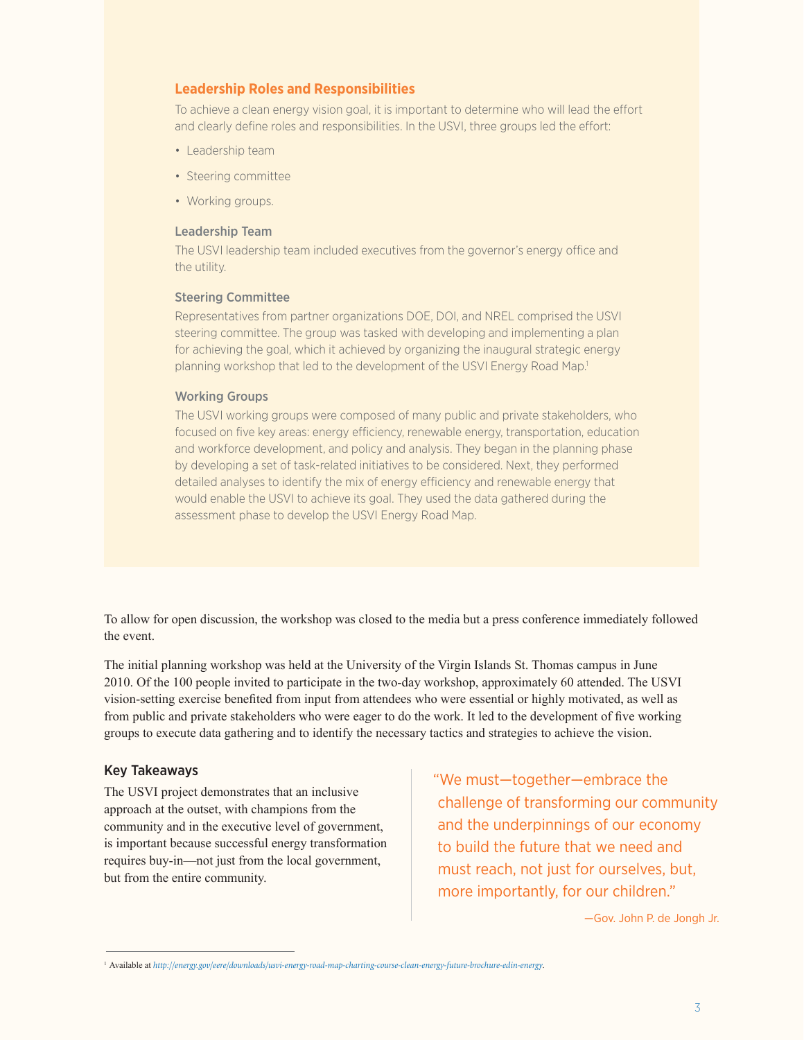### Leadership Roles and Responsibilities

To achieve a clean energy vision goal, it is important to determine who will lead the effort and clearly define roles and responsibilities. In the USVI, three groups led the effort:

- Leadership team
- Steering committee
- Working groups.

#### Leadership Team

The USVI leadership team included executives from the governor's energy office and the utility.

#### Steering Committee

Representatives from partner organizations DOE, DOI, and NREL comprised the USVI steering committee. The group was tasked with developing and implementing a plan for achieving the goal, which it achieved by organizing the inaugural strategic energy planning workshop that led to the development of the USVI Energy Road Map.[1]

#### Working Groups

The USVI working groups were composed of many public and private stakeholders, who focused on five key areas: energy efficiency, renewable energy, transportation, education and workforce development, and policy and analysis. They began in the planning phase by developing a set of task-related initiatives to be considered. Next, they performed detailed analyses to identify the mix of energy efficiency and renewable energy that would enable the USVI to achieve its goal. They used the data gathered during the assessment phase to develop the USVI Energy Road Map.

To allow for open discussion, the workshop was closed to the media but a press conference immediately followed the event.

The initial planning workshop was held at the University of the Virgin Islands St. Thomas campus in June 2010. Of the 100 people invited to participate in the two-day workshop, approximately 60 attended. The USVI vision-setting exercise benefited from input from attendees who were essential or highly motivated, as well as from public and private stakeholders who were eager to do the work. It led to the development of five working groups to execute data gathering and to identify the necessary tactics and strategies to achieve the vision.

### Key Takeaways

The USVI project demonstrates that an inclusive approach at the outset, with champions from the community and in the executive level of government, is important because successful energy transformation requires buy-in—not just from the local government, but from the entire community.

> "We must—together—embrace the challenge of transforming our community and the underpinnings of our economy to build the future that we need and must reach, not just for ourselves, but, more importantly, for our children."
>
> —Gov. John P. de Jongh Jr.

[1] Available at *http://energy.gov/eere/downloads/usvi-energy-road-map-charting-course-clean-energy-future-brochure-edin-energy*.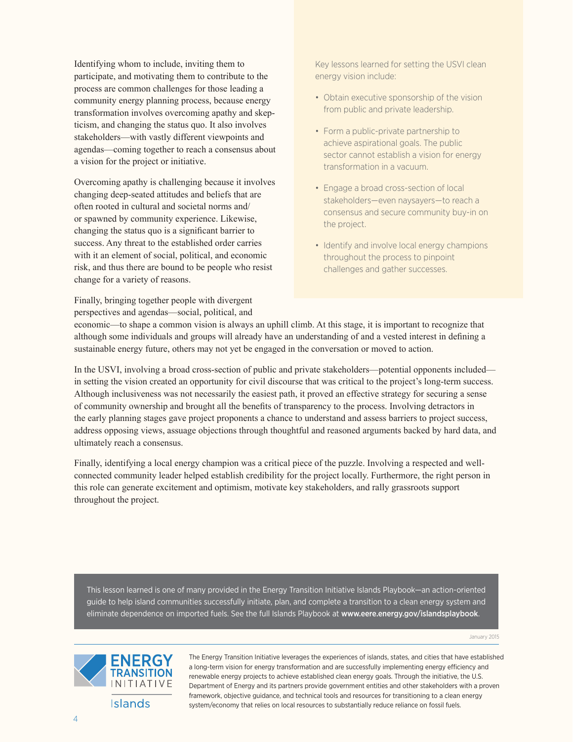Identifying whom to include, inviting them to participate, and motivating them to contribute to the process are common challenges for those leading a community energy planning process, because energy transformation involves overcoming apathy and skepticism, and changing the status quo. It also involves stakeholders—with vastly different viewpoints and agendas—coming together to reach a consensus about a vision for the project or initiative.

Overcoming apathy is challenging because it involves changing deep-seated attitudes and beliefs that are often rooted in cultural and societal norms and/or spawned by community experience. Likewise, changing the status quo is a significant barrier to success. Any threat to the established order carries with it an element of social, political, and economic risk, and thus there are bound to be people who resist change for a variety of reasons.

Finally, bringing together people with divergent perspectives and agendas—social, political, and economic—to shape a common vision is always an uphill climb. At this stage, it is important to recognize that although some individuals and groups will already have an understanding of and a vested interest in defining a sustainable energy future, others may not yet be engaged in the conversation or moved to action.

In the USVI, involving a broad cross-section of public and private stakeholders—potential opponents included—in setting the vision created an opportunity for civil discourse that was critical to the project's long-term success. Although inclusiveness was not necessarily the easiest path, it proved an effective strategy for securing a sense of community ownership and brought all the benefits of transparency to the process. Involving detractors in the early planning stages gave project proponents a chance to understand and assess barriers to project success, address opposing views, assuage objections through thoughtful and reasoned arguments backed by hard data, and ultimately reach a consensus.

Finally, identifying a local energy champion was a critical piece of the puzzle. Involving a respected and well-connected community leader helped establish credibility for the project locally. Furthermore, the right person in this role can generate excitement and optimism, motivate key stakeholders, and rally grassroots support throughout the project.

Key lessons learned for setting the USVI clean energy vision include:

- Obtain executive sponsorship of the vision from public and private leadership.
- Form a public-private partnership to achieve aspirational goals. The public sector cannot establish a vision for energy transformation in a vacuum.
- Engage a broad cross-section of local stakeholders—even naysayers—to reach a consensus and secure community buy-in on the project.
- Identify and involve local energy champions throughout the process to pinpoint challenges and gather successes.

This lesson learned is one of many provided in the Energy Transition Initiative Islands Playbook—an action-oriented guide to help island communities successfully initiate, plan, and complete a transition to a clean energy system and eliminate dependence on imported fuels. See the full Islands Playbook at **www.eere.energy.gov/islandsplaybook**.

January 2015

ENERGY TRANSITION INITIATIVE Islands

The Energy Transition Initiative leverages the experiences of islands, states, and cities that have established a long-term vision for energy transformation and are successfully implementing energy efficiency and renewable energy projects to achieve established clean energy goals. Through the initiative, the U.S. Department of Energy and its partners provide government entities and other stakeholders with a proven framework, objective guidance, and technical tools and resources for transitioning to a clean energy system/economy that relies on local resources to substantially reduce reliance on fossil fuels.